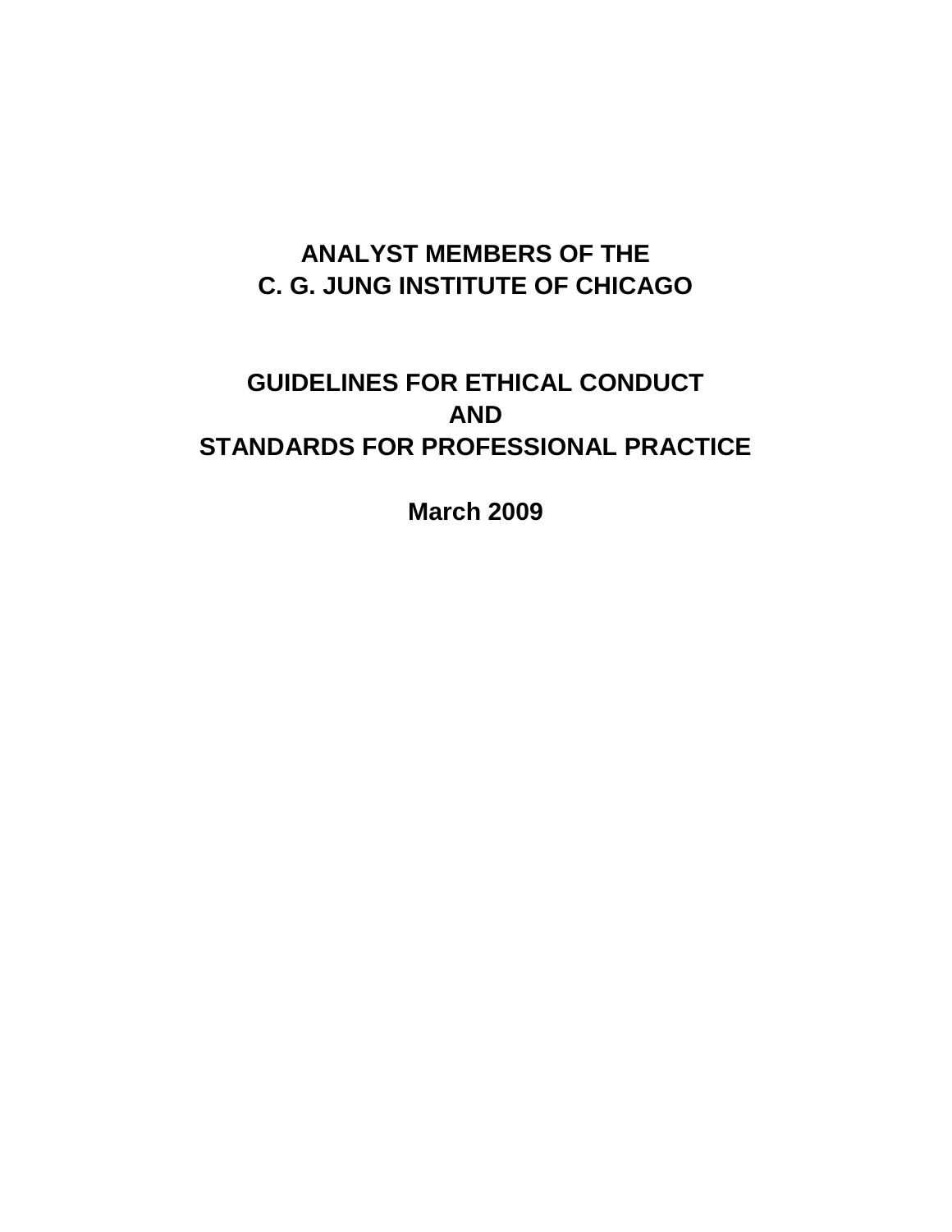# ANALYST MEMBERS OF THE
# C. G. JUNG INSTITUTE OF CHICAGO

## GUIDELINES FOR ETHICAL CONDUCT
## AND
## STANDARDS FOR PROFESSIONAL PRACTICE

**March 2009**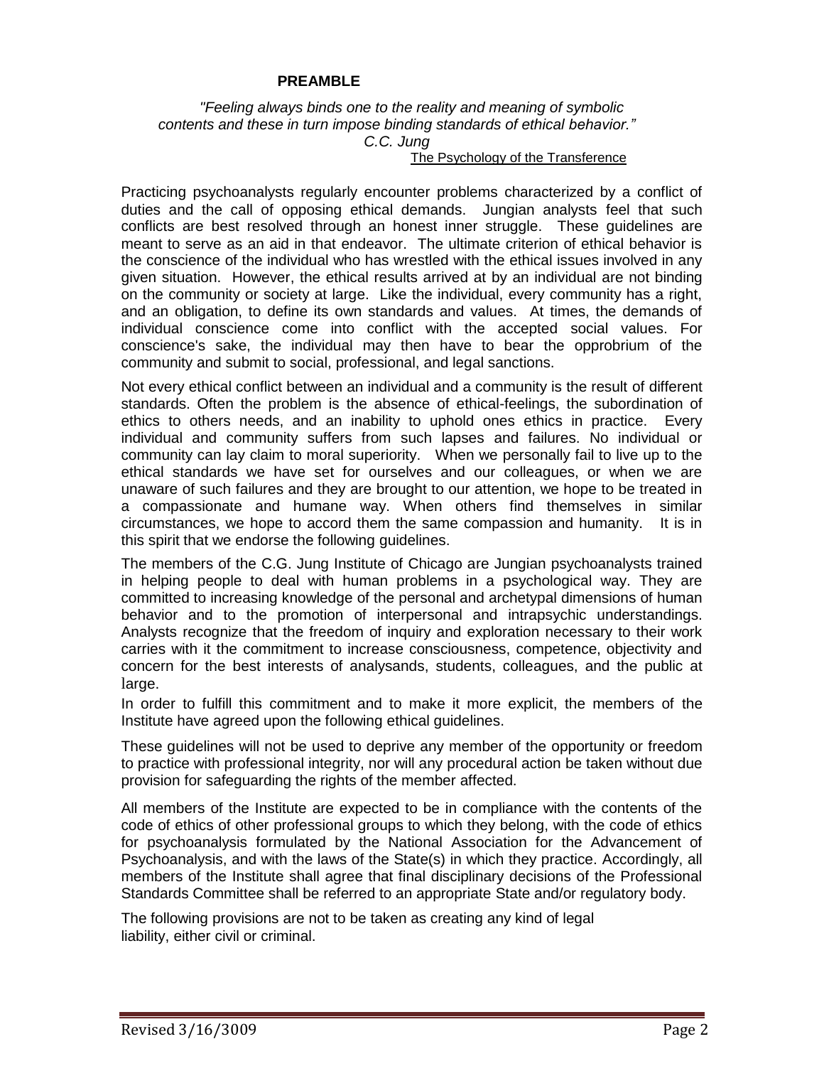## PREAMBLE

> *"Feeling always binds one to the reality and meaning of symbolic contents and these in turn impose binding standards of ethical behavior."*
> *C.C. Jung*
> The Psychology of the Transference

Practicing psychoanalysts regularly encounter problems characterized by a conflict of duties and the call of opposing ethical demands. Jungian analysts feel that such conflicts are best resolved through an honest inner struggle. These guidelines are meant to serve as an aid in that endeavor. The ultimate criterion of ethical behavior is the conscience of the individual who has wrestled with the ethical issues involved in any given situation. However, the ethical results arrived at by an individual are not binding on the community or society at large. Like the individual, every community has a right, and an obligation, to define its own standards and values. At times, the demands of individual conscience come into conflict with the accepted social values. For conscience's sake, the individual may then have to bear the opprobrium of the community and submit to social, professional, and legal sanctions.

Not every ethical conflict between an individual and a community is the result of different standards. Often the problem is the absence of ethical-feelings, the subordination of ethics to others needs, and an inability to uphold ones ethics in practice. Every individual and community suffers from such lapses and failures. No individual or community can lay claim to moral superiority. When we personally fail to live up to the ethical standards we have set for ourselves and our colleagues, or when we are unaware of such failures and they are brought to our attention, we hope to be treated in a compassionate and humane way. When others find themselves in similar circumstances, we hope to accord them the same compassion and humanity. It is in this spirit that we endorse the following guidelines.

The members of the C.G. Jung Institute of Chicago are Jungian psychoanalysts trained in helping people to deal with human problems in a psychological way. They are committed to increasing knowledge of the personal and archetypal dimensions of human behavior and to the promotion of interpersonal and intrapsychic understandings. Analysts recognize that the freedom of inquiry and exploration necessary to their work carries with it the commitment to increase consciousness, competence, objectivity and concern for the best interests of analysands, students, colleagues, and the public at large.

In order to fulfill this commitment and to make it more explicit, the members of the Institute have agreed upon the following ethical guidelines.

These guidelines will not be used to deprive any member of the opportunity or freedom to practice with professional integrity, nor will any procedural action be taken without due provision for safeguarding the rights of the member affected.

All members of the Institute are expected to be in compliance with the contents of the code of ethics of other professional groups to which they belong, with the code of ethics for psychoanalysis formulated by the National Association for the Advancement of Psychoanalysis, and with the laws of the State(s) in which they practice. Accordingly, all members of the Institute shall agree that final disciplinary decisions of the Professional Standards Committee shall be referred to an appropriate State and/or regulatory body.

The following provisions are not to be taken as creating any kind of legal liability, either civil or criminal.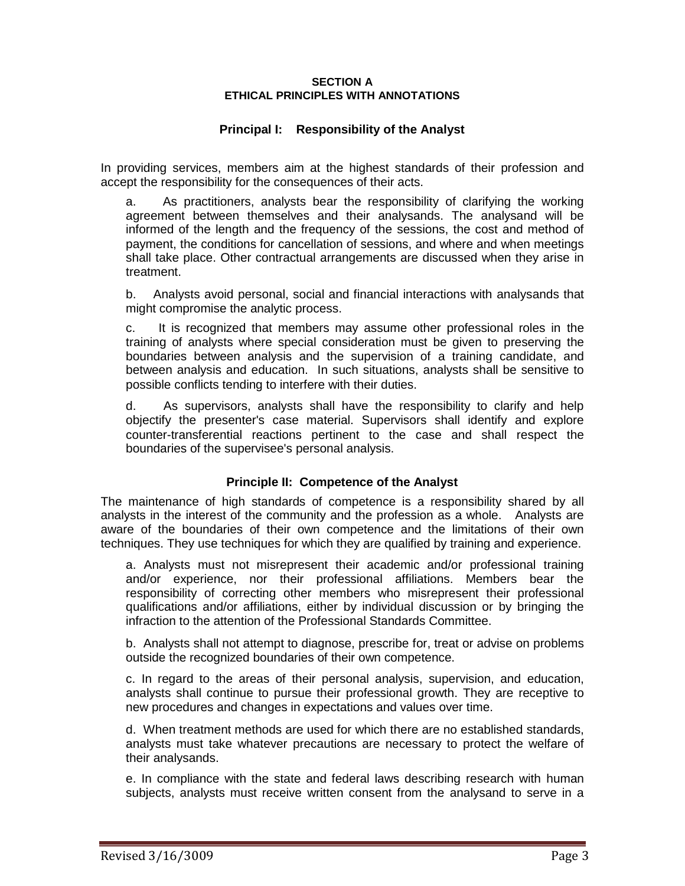## SECTION A
## ETHICAL PRINCIPLES WITH ANNOTATIONS

### Principal I: Responsibility of the Analyst

In providing services, members aim at the highest standards of their profession and accept the responsibility for the consequences of their acts.

a. As practitioners, analysts bear the responsibility of clarifying the working agreement between themselves and their analysands. The analysand will be informed of the length and the frequency of the sessions, the cost and method of payment, the conditions for cancellation of sessions, and where and when meetings shall take place. Other contractual arrangements are discussed when they arise in treatment.

b. Analysts avoid personal, social and financial interactions with analysands that might compromise the analytic process.

c. It is recognized that members may assume other professional roles in the training of analysts where special consideration must be given to preserving the boundaries between analysis and the supervision of a training candidate, and between analysis and education. In such situations, analysts shall be sensitive to possible conflicts tending to interfere with their duties.

d. As supervisors, analysts shall have the responsibility to clarify and help objectify the presenter's case material. Supervisors shall identify and explore counter-transferential reactions pertinent to the case and shall respect the boundaries of the supervisee's personal analysis.

### Principle II: Competence of the Analyst

The maintenance of high standards of competence is a responsibility shared by all analysts in the interest of the community and the profession as a whole. Analysts are aware of the boundaries of their own competence and the limitations of their own techniques. They use techniques for which they are qualified by training and experience.

a. Analysts must not misrepresent their academic and/or professional training and/or experience, nor their professional affiliations. Members bear the responsibility of correcting other members who misrepresent their professional qualifications and/or affiliations, either by individual discussion or by bringing the infraction to the attention of the Professional Standards Committee.

b. Analysts shall not attempt to diagnose, prescribe for, treat or advise on problems outside the recognized boundaries of their own competence.

c. In regard to the areas of their personal analysis, supervision, and education, analysts shall continue to pursue their professional growth. They are receptive to new procedures and changes in expectations and values over time.

d. When treatment methods are used for which there are no established standards, analysts must take whatever precautions are necessary to protect the welfare of their analysands.

e. In compliance with the state and federal laws describing research with human subjects, analysts must receive written consent from the analysand to serve in a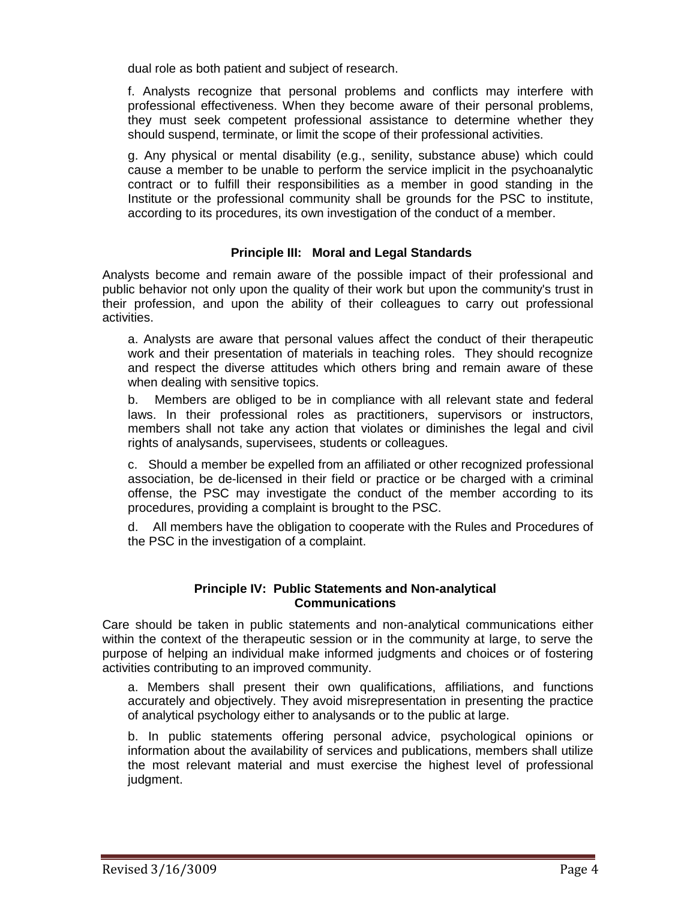dual role as both patient and subject of research.

f. Analysts recognize that personal problems and conflicts may interfere with professional effectiveness. When they become aware of their personal problems, they must seek competent professional assistance to determine whether they should suspend, terminate, or limit the scope of their professional activities.

g. Any physical or mental disability (e.g., senility, substance abuse) which could cause a member to be unable to perform the service implicit in the psychoanalytic contract or to fulfill their responsibilities as a member in good standing in the Institute or the professional community shall be grounds for the PSC to institute, according to its procedures, its own investigation of the conduct of a member.

### Principle III: Moral and Legal Standards

Analysts become and remain aware of the possible impact of their professional and public behavior not only upon the quality of their work but upon the community's trust in their profession, and upon the ability of their colleagues to carry out professional activities.

a. Analysts are aware that personal values affect the conduct of their therapeutic work and their presentation of materials in teaching roles. They should recognize and respect the diverse attitudes which others bring and remain aware of these when dealing with sensitive topics.

b. Members are obliged to be in compliance with all relevant state and federal laws. In their professional roles as practitioners, supervisors or instructors, members shall not take any action that violates or diminishes the legal and civil rights of analysands, supervisees, students or colleagues.

c. Should a member be expelled from an affiliated or other recognized professional association, be de-licensed in their field or practice or be charged with a criminal offense, the PSC may investigate the conduct of the member according to its procedures, providing a complaint is brought to the PSC.

d. All members have the obligation to cooperate with the Rules and Procedures of the PSC in the investigation of a complaint.

### Principle IV: Public Statements and Non-analytical Communications

Care should be taken in public statements and non-analytical communications either within the context of the therapeutic session or in the community at large, to serve the purpose of helping an individual make informed judgments and choices or of fostering activities contributing to an improved community.

a. Members shall present their own qualifications, affiliations, and functions accurately and objectively. They avoid misrepresentation in presenting the practice of analytical psychology either to analysands or to the public at large.

b. In public statements offering personal advice, psychological opinions or information about the availability of services and publications, members shall utilize the most relevant material and must exercise the highest level of professional judgment.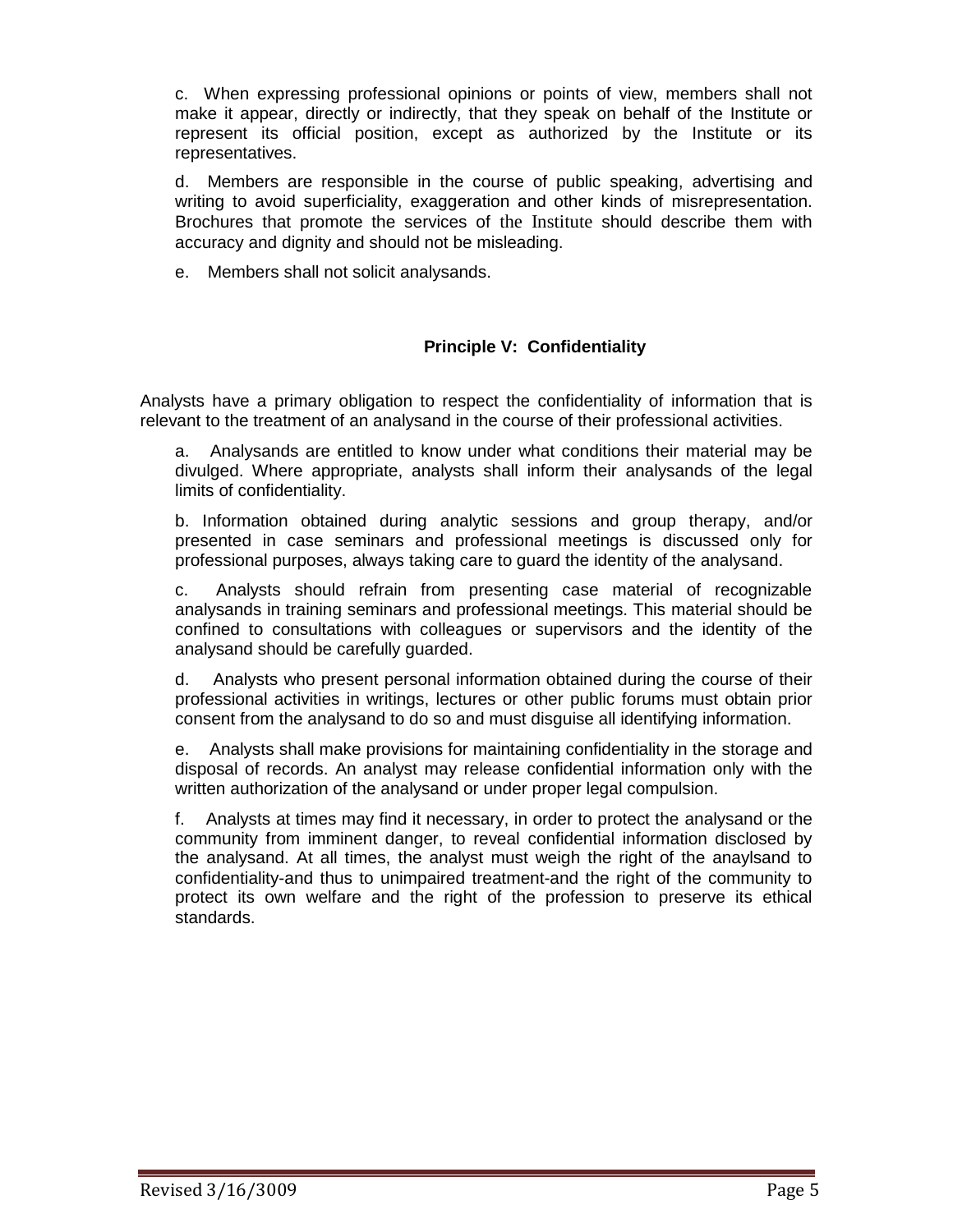c. When expressing professional opinions or points of view, members shall not make it appear, directly or indirectly, that they speak on behalf of the Institute or represent its official position, except as authorized by the Institute or its representatives.

d. Members are responsible in the course of public speaking, advertising and writing to avoid superficiality, exaggeration and other kinds of misrepresentation. Brochures that promote the services of the Institute should describe them with accuracy and dignity and should not be misleading.

e. Members shall not solicit analysands.

## Principle V: Confidentiality

Analysts have a primary obligation to respect the confidentiality of information that is relevant to the treatment of an analysand in the course of their professional activities.

a. Analysands are entitled to know under what conditions their material may be divulged. Where appropriate, analysts shall inform their analysands of the legal limits of confidentiality.

b. Information obtained during analytic sessions and group therapy, and/or presented in case seminars and professional meetings is discussed only for professional purposes, always taking care to guard the identity of the analysand.

c. Analysts should refrain from presenting case material of recognizable analysands in training seminars and professional meetings. This material should be confined to consultations with colleagues or supervisors and the identity of the analysand should be carefully guarded.

d. Analysts who present personal information obtained during the course of their professional activities in writings, lectures or other public forums must obtain prior consent from the analysand to do so and must disguise all identifying information.

e. Analysts shall make provisions for maintaining confidentiality in the storage and disposal of records. An analyst may release confidential information only with the written authorization of the analysand or under proper legal compulsion.

f. Analysts at times may find it necessary, in order to protect the analysand or the community from imminent danger, to reveal confidential information disclosed by the analysand. At all times, the analyst must weigh the right of the anaylsand to confidentiality-and thus to unimpaired treatment-and the right of the community to protect its own welfare and the right of the profession to preserve its ethical standards.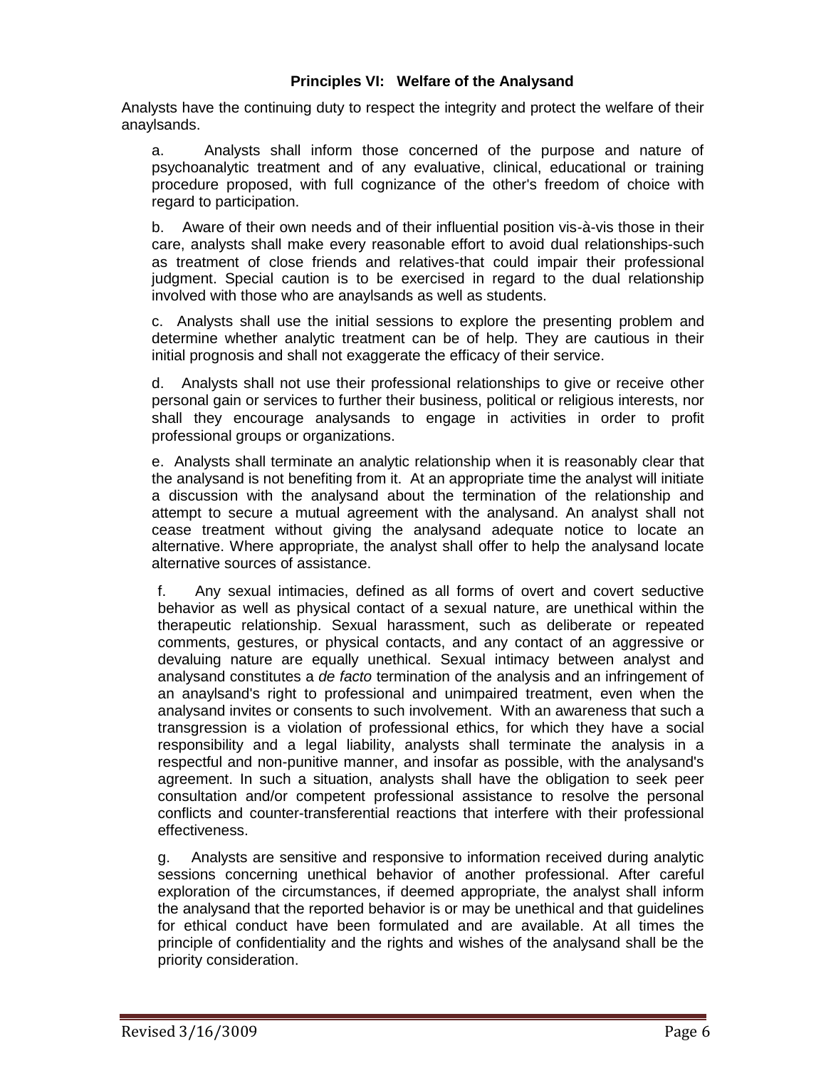### Principles VI: Welfare of the Analysand

Analysts have the continuing duty to respect the integrity and protect the welfare of their anaylsands.

a. Analysts shall inform those concerned of the purpose and nature of psychoanalytic treatment and of any evaluative, clinical, educational or training procedure proposed, with full cognizance of the other's freedom of choice with regard to participation.

b. Aware of their own needs and of their influential position vis-à-vis those in their care, analysts shall make every reasonable effort to avoid dual relationships-such as treatment of close friends and relatives-that could impair their professional judgment. Special caution is to be exercised in regard to the dual relationship involved with those who are anaylsands as well as students.

c. Analysts shall use the initial sessions to explore the presenting problem and determine whether analytic treatment can be of help. They are cautious in their initial prognosis and shall not exaggerate the efficacy of their service.

d. Analysts shall not use their professional relationships to give or receive other personal gain or services to further their business, political or religious interests, nor shall they encourage analysands to engage in activities in order to profit professional groups or organizations.

e. Analysts shall terminate an analytic relationship when it is reasonably clear that the analysand is not benefiting from it. At an appropriate time the analyst will initiate a discussion with the analysand about the termination of the relationship and attempt to secure a mutual agreement with the analysand. An analyst shall not cease treatment without giving the analysand adequate notice to locate an alternative. Where appropriate, the analyst shall offer to help the analysand locate alternative sources of assistance.

f. Any sexual intimacies, defined as all forms of overt and covert seductive behavior as well as physical contact of a sexual nature, are unethical within the therapeutic relationship. Sexual harassment, such as deliberate or repeated comments, gestures, or physical contacts, and any contact of an aggressive or devaluing nature are equally unethical. Sexual intimacy between analyst and analysand constitutes a *de facto* termination of the analysis and an infringement of an anaylsand's right to professional and unimpaired treatment, even when the analysand invites or consents to such involvement. With an awareness that such a transgression is a violation of professional ethics, for which they have a social responsibility and a legal liability, analysts shall terminate the analysis in a respectful and non-punitive manner, and insofar as possible, with the analysand's agreement. In such a situation, analysts shall have the obligation to seek peer consultation and/or competent professional assistance to resolve the personal conflicts and counter-transferential reactions that interfere with their professional effectiveness.

g. Analysts are sensitive and responsive to information received during analytic sessions concerning unethical behavior of another professional. After careful exploration of the circumstances, if deemed appropriate, the analyst shall inform the analysand that the reported behavior is or may be unethical and that guidelines for ethical conduct have been formulated and are available. At all times the principle of confidentiality and the rights and wishes of the analysand shall be the priority consideration.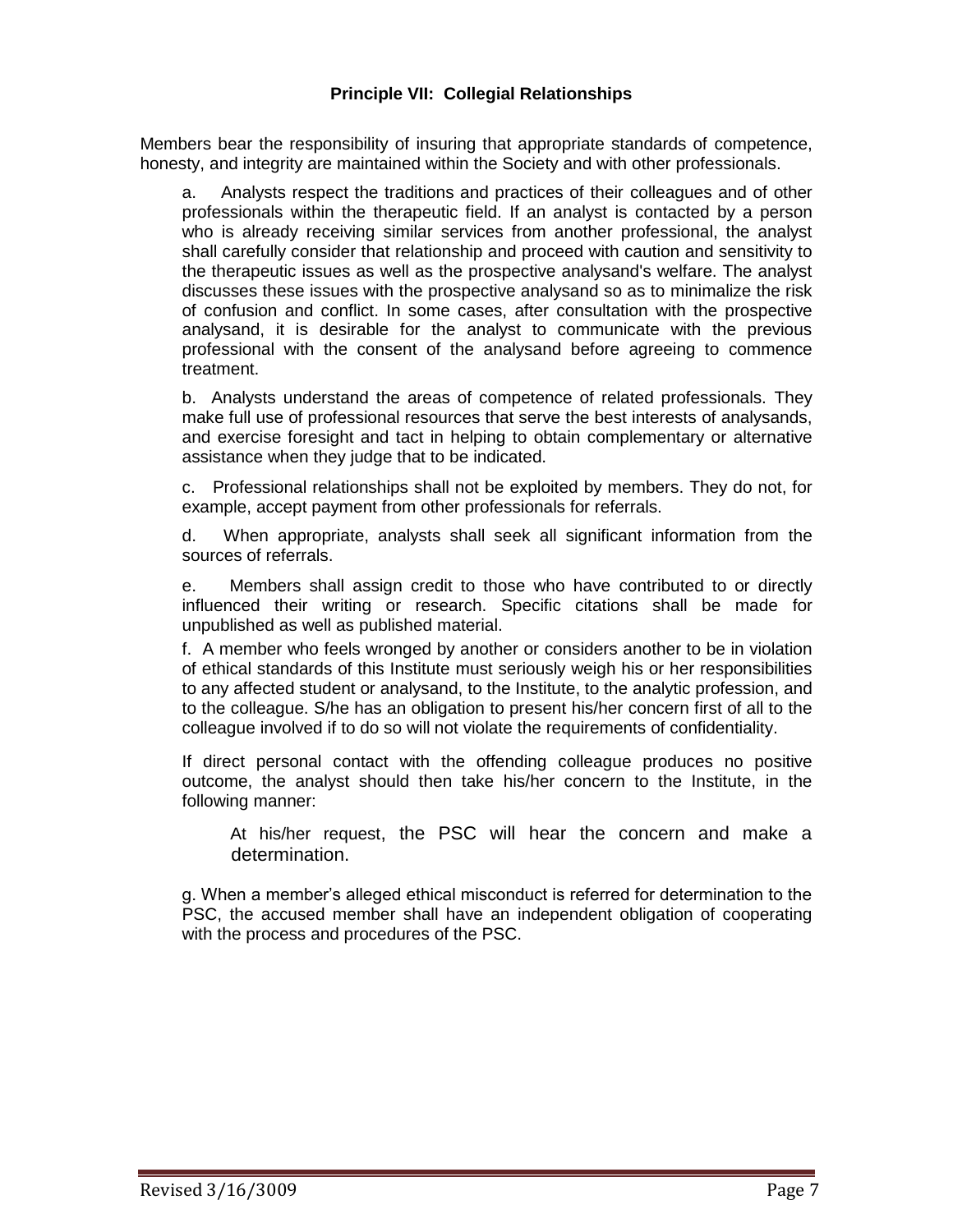## Principle VII: Collegial Relationships

Members bear the responsibility of insuring that appropriate standards of competence, honesty, and integrity are maintained within the Society and with other professionals.

a. Analysts respect the traditions and practices of their colleagues and of other professionals within the therapeutic field. If an analyst is contacted by a person who is already receiving similar services from another professional, the analyst shall carefully consider that relationship and proceed with caution and sensitivity to the therapeutic issues as well as the prospective analysand's welfare. The analyst discusses these issues with the prospective analysand so as to minimalize the risk of confusion and conflict. In some cases, after consultation with the prospective analysand, it is desirable for the analyst to communicate with the previous professional with the consent of the analysand before agreeing to commence treatment.

b. Analysts understand the areas of competence of related professionals. They make full use of professional resources that serve the best interests of analysands, and exercise foresight and tact in helping to obtain complementary or alternative assistance when they judge that to be indicated.

c. Professional relationships shall not be exploited by members. They do not, for example, accept payment from other professionals for referrals.

d. When appropriate, analysts shall seek all significant information from the sources of referrals.

e. Members shall assign credit to those who have contributed to or directly influenced their writing or research. Specific citations shall be made for unpublished as well as published material.

f. A member who feels wronged by another or considers another to be in violation of ethical standards of this Institute must seriously weigh his or her responsibilities to any affected student or analysand, to the Institute, to the analytic profession, and to the colleague. S/he has an obligation to present his/her concern first of all to the colleague involved if to do so will not violate the requirements of confidentiality.

If direct personal contact with the offending colleague produces no positive outcome, the analyst should then take his/her concern to the Institute, in the following manner:

> At his/her request, the PSC will hear the concern and make a determination.

g. When a member's alleged ethical misconduct is referred for determination to the PSC, the accused member shall have an independent obligation of cooperating with the process and procedures of the PSC.

Revised 3/16/3009